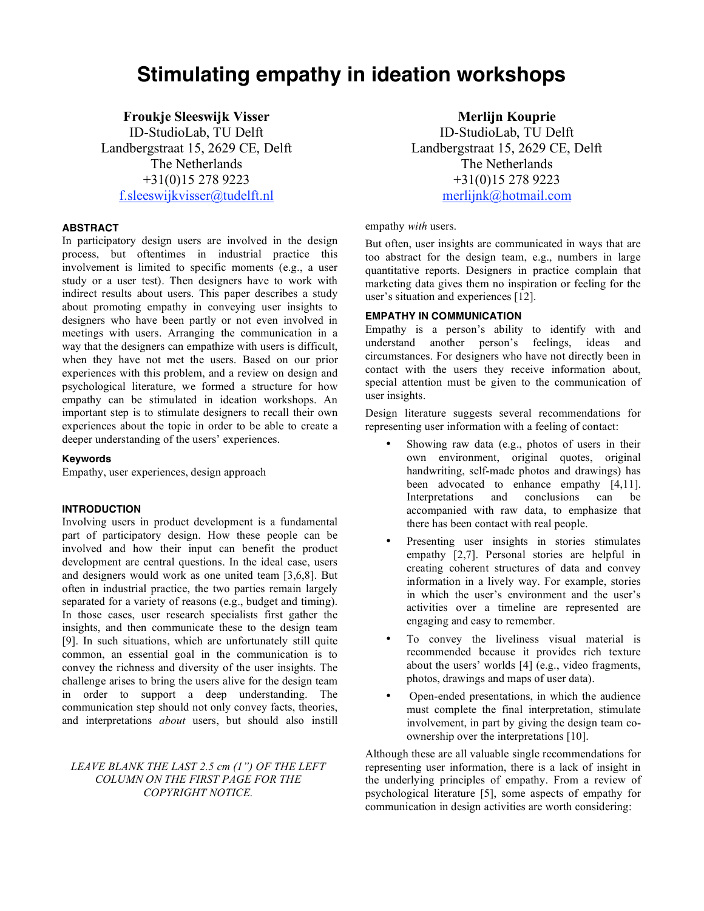# Stimulating empathy in ideation workshops

**Froukje Sleeswijk Visser**
ID-StudioLab, TU Delft
Landbergstraat 15, 2629 CE, Delft
The Netherlands
+31(0)15 278 9223
f.sleeswijkvisser@tudelft.nl

**Merlijn Kouprie**
ID-StudioLab, TU Delft
Landbergstraat 15, 2629 CE, Delft
The Netherlands
+31(0)15 278 9223
merlijnk@hotmail.com

## ABSTRACT

In participatory design users are involved in the design process, but oftentimes in industrial practice this involvement is limited to specific moments (e.g., a user study or a user test). Then designers have to work with indirect results about users. This paper describes a study about promoting empathy in conveying user insights to designers who have been partly or not even involved in meetings with users. Arranging the communication in a way that the designers can empathize with users is difficult, when they have not met the users. Based on our prior experiences with this problem, and a review on design and psychological literature, we formed a structure for how empathy can be stimulated in ideation workshops. An important step is to stimulate designers to recall their own experiences about the topic in order to be able to create a deeper understanding of the users' experiences.

### Keywords

Empathy, user experiences, design approach

## INTRODUCTION

Involving users in product development is a fundamental part of participatory design. How these people can be involved and how their input can benefit the product development are central questions. In the ideal case, users and designers would work as one united team [3,6,8]. But often in industrial practice, the two parties remain largely separated for a variety of reasons (e.g., budget and timing). In those cases, user research specialists first gather the insights, and then communicate these to the design team [9]. In such situations, which are unfortunately still quite common, an essential goal in the communication is to convey the richness and diversity of the user insights. The challenge arises to bring the users alive for the design team in order to support a deep understanding. The communication step should not only convey facts, theories, and interpretations *about* users, but should also instill empathy *with* users.

But often, user insights are communicated in ways that are too abstract for the design team, e.g., numbers in large quantitative reports. Designers in practice complain that marketing data gives them no inspiration or feeling for the user's situation and experiences [12].

## EMPATHY IN COMMUNICATION

Empathy is a person's ability to identify with and understand another person's feelings, ideas and circumstances. For designers who have not directly been in contact with the users they receive information about, special attention must be given to the communication of user insights.

Design literature suggests several recommendations for representing user information with a feeling of contact:

- Showing raw data (e.g., photos of users in their own environment, original quotes, original handwriting, self-made photos and drawings) has been advocated to enhance empathy [4,11]. Interpretations and conclusions can be accompanied with raw data, to emphasize that there has been contact with real people.
- Presenting user insights in stories stimulates empathy [2,7]. Personal stories are helpful in creating coherent structures of data and convey information in a lively way. For example, stories in which the user's environment and the user's activities over a timeline are represented are engaging and easy to remember.
- To convey the liveliness visual material is recommended because it provides rich texture about the users' worlds [4] (e.g., video fragments, photos, drawings and maps of user data).
- Open-ended presentations, in which the audience must complete the final interpretation, stimulate involvement, in part by giving the design team co-ownership over the interpretations [10].

Although these are all valuable single recommendations for representing user information, there is a lack of insight in the underlying principles of empathy. From a review of psychological literature [5], some aspects of empathy for communication in design activities are worth considering: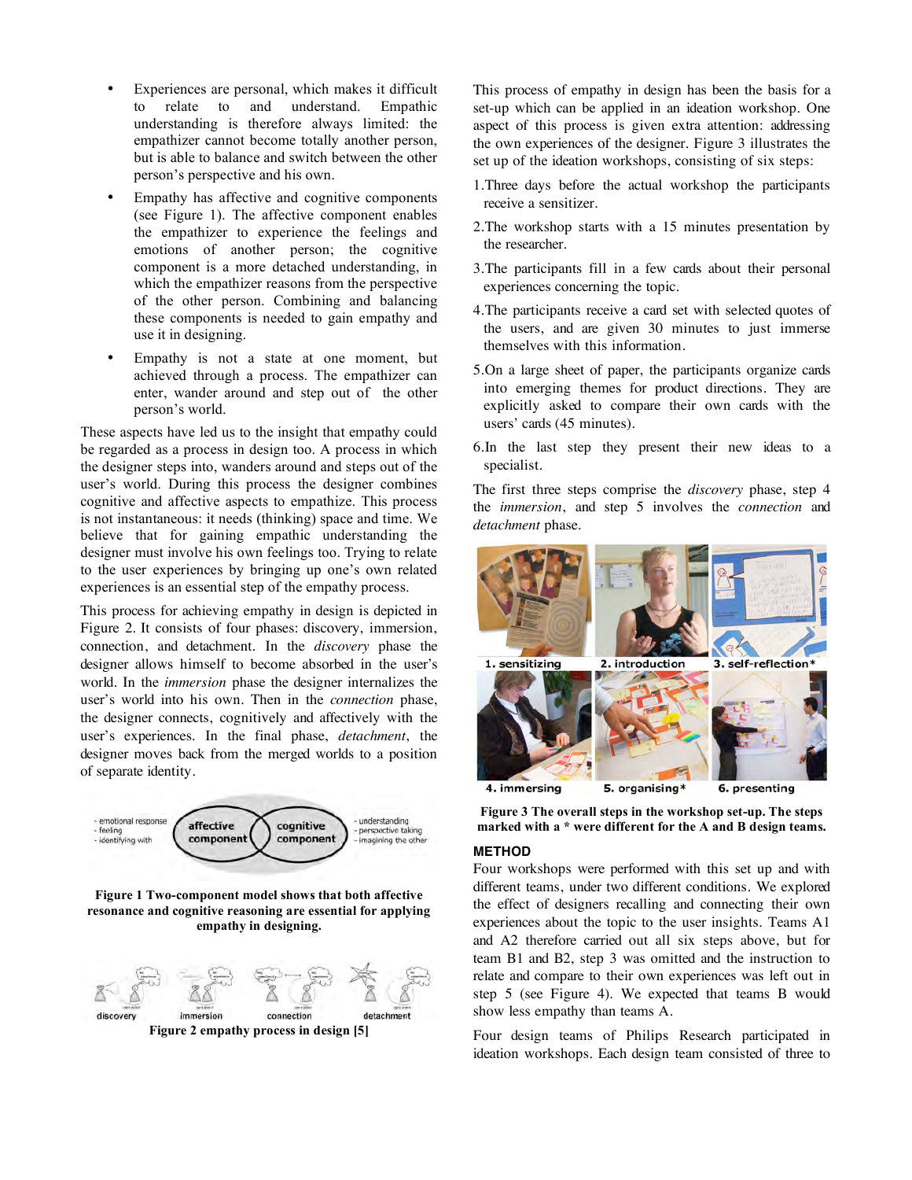- Experiences are personal, which makes it difficult to relate to and understand. Empathic understanding is therefore always limited: the empathizer cannot become totally another person, but is able to balance and switch between the other person's perspective and his own.
- Empathy has affective and cognitive components (see Figure 1). The affective component enables the empathizer to experience the feelings and emotions of another person; the cognitive component is a more detached understanding, in which the empathizer reasons from the perspective of the other person. Combining and balancing these components is needed to gain empathy and use it in designing.
- Empathy is not a state at one moment, but achieved through a process. The empathizer can enter, wander around and step out of the other person's world.

These aspects have led us to the insight that empathy could be regarded as a process in design too. A process in which the designer steps into, wanders around and steps out of the user's world. During this process the designer combines cognitive and affective aspects to empathize. This process is not instantaneous: it needs (thinking) space and time. We believe that for gaining empathic understanding the designer must involve his own feelings too. Trying to relate to the user experiences by bringing up one's own related experiences is an essential step of the empathy process.

This process for achieving empathy in design is depicted in Figure 2. It consists of four phases: discovery, immersion, connection, and detachment. In the *discovery* phase the designer allows himself to become absorbed in the user's world. In the *immersion* phase the designer internalizes the user's world into his own. Then in the *connection* phase, the designer connects, cognitively and affectively with the user's experiences. In the final phase, *detachment*, the designer moves back from the merged worlds to a position of separate identity.

**Figure 1 Two-component model shows that both affective resonance and cognitive reasoning are essential for applying empathy in designing.**

**Figure 2 empathy process in design [5]**

This process of empathy in design has been the basis for a set-up which can be applied in an ideation workshop. One aspect of this process is given extra attention: addressing the own experiences of the designer. Figure 3 illustrates the set up of the ideation workshops, consisting of six steps:

1. Three days before the actual workshop the participants receive a sensitizer.
2. The workshop starts with a 15 minutes presentation by the researcher.
3. The participants fill in a few cards about their personal experiences concerning the topic.
4. The participants receive a card set with selected quotes of the users, and are given 30 minutes to just immerse themselves with this information.
5. On a large sheet of paper, the participants organize cards into emerging themes for product directions. They are explicitly asked to compare their own cards with the users' cards (45 minutes).
6. In the last step they present their new ideas to a specialist.

The first three steps comprise the *discovery* phase, step 4 the *immersion*, and step 5 involves the *connection* and *detachment* phase.

**Figure 3 The overall steps in the workshop set-up. The steps marked with a * were different for the A and B design teams.**

## METHOD

Four workshops were performed with this set up and with different teams, under two different conditions. We explored the effect of designers recalling and connecting their own experiences about the topic to the user insights. Teams A1 and A2 therefore carried out all six steps above, but for team B1 and B2, step 3 was omitted and the instruction to relate and compare to their own experiences was left out in step 5 (see Figure 4). We expected that teams B would show less empathy than teams A.

Four design teams of Philips Research participated in ideation workshops. Each design team consisted of three to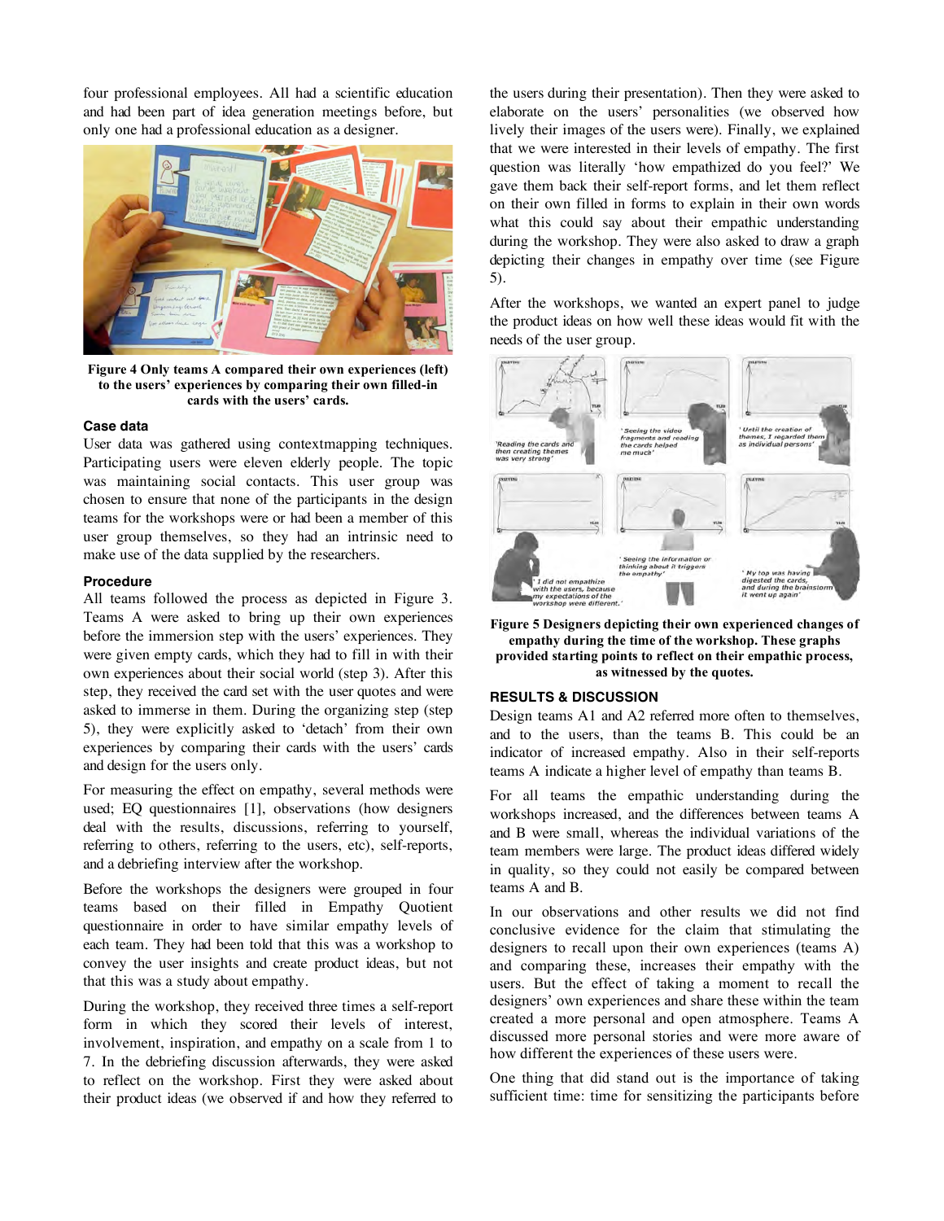four professional employees. All had a scientific education and had been part of idea generation meetings before, but only one had a professional education as a designer.

**Figure 4 Only teams A compared their own experiences (left) to the users' experiences by comparing their own filled-in cards with the users' cards.**

### Case data

User data was gathered using contextmapping techniques. Participating users were eleven elderly people. The topic was maintaining social contacts. This user group was chosen to ensure that none of the participants in the design teams for the workshops were or had been a member of this user group themselves, so they had an intrinsic need to make use of the data supplied by the researchers.

### Procedure

All teams followed the process as depicted in Figure 3. Teams A were asked to bring up their own experiences before the immersion step with the users' experiences. They were given empty cards, which they had to fill in with their own experiences about their social world (step 3). After this step, they received the card set with the user quotes and were asked to immerse in them. During the organizing step (step 5), they were explicitly asked to 'detach' from their own experiences by comparing their cards with the users' cards and design for the users only.

For measuring the effect on empathy, several methods were used; EQ questionnaires [1], observations (how designers deal with the results, discussions, referring to yourself, referring to others, referring to the users, etc), self-reports, and a debriefing interview after the workshop.

Before the workshops the designers were grouped in four teams based on their filled in Empathy Quotient questionnaire in order to have similar empathy levels of each team. They had been told that this was a workshop to convey the user insights and create product ideas, but not that this was a study about empathy.

During the workshop, they received three times a self-report form in which they scored their levels of interest, involvement, inspiration, and empathy on a scale from 1 to 7. In the debriefing discussion afterwards, they were asked to reflect on the workshop. First they were asked about their product ideas (we observed if and how they referred to the users during their presentation). Then they were asked to elaborate on the users' personalities (we observed how lively their images of the users were). Finally, we explained that we were interested in their levels of empathy. The first question was literally 'how empathized do you feel?' We gave them back their self-report forms, and let them reflect on their own filled in forms to explain in their own words what this could say about their empathic understanding during the workshop. They were also asked to draw a graph depicting their changes in empathy over time (see Figure 5).

After the workshops, we wanted an expert panel to judge the product ideas on how well these ideas would fit with the needs of the user group.

**Figure 5 Designers depicting their own experienced changes of empathy during the time of the workshop. These graphs provided starting points to reflect on their empathic process, as witnessed by the quotes.**

## RESULTS & DISCUSSION

Design teams A1 and A2 referred more often to themselves, and to the users, than the teams B. This could be an indicator of increased empathy. Also in their self-reports teams A indicate a higher level of empathy than teams B.

For all teams the empathic understanding during the workshops increased, and the differences between teams A and B were small, whereas the individual variations of the team members were large. The product ideas differed widely in quality, so they could not easily be compared between teams A and B.

In our observations and other results we did not find conclusive evidence for the claim that stimulating the designers to recall upon their own experiences (teams A) and comparing these, increases their empathy with the users. But the effect of taking a moment to recall the designers' own experiences and share these within the team created a more personal and open atmosphere. Teams A discussed more personal stories and were more aware of how different the experiences of these users were.

One thing that did stand out is the importance of taking sufficient time: time for sensitizing the participants before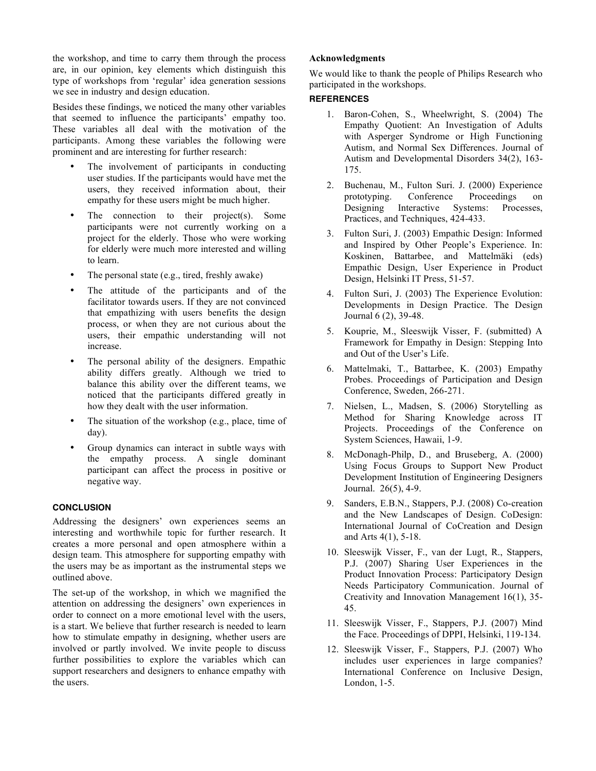the workshop, and time to carry them through the process are, in our opinion, key elements which distinguish this type of workshops from 'regular' idea generation sessions we see in industry and design education.

Besides these findings, we noticed the many other variables that seemed to influence the participants' empathy too. These variables all deal with the motivation of the participants. Among these variables the following were prominent and are interesting for further research:

- The involvement of participants in conducting user studies. If the participants would have met the users, they received information about, their empathy for these users might be much higher.
- The connection to their project(s). Some participants were not currently working on a project for the elderly. Those who were working for elderly were much more interested and willing to learn.
- The personal state (e.g., tired, freshly awake)
- The attitude of the participants and of the facilitator towards users. If they are not convinced that empathizing with users benefits the design process, or when they are not curious about the users, their empathic understanding will not increase.
- The personal ability of the designers. Empathic ability differs greatly. Although we tried to balance this ability over the different teams, we noticed that the participants differed greatly in how they dealt with the user information.
- The situation of the workshop (e.g., place, time of day).
- Group dynamics can interact in subtle ways with the empathy process. A single dominant participant can affect the process in positive or negative way.

## CONCLUSION

Addressing the designers' own experiences seems an interesting and worthwhile topic for further research. It creates a more personal and open atmosphere within a design team. This atmosphere for supporting empathy with the users may be as important as the instrumental steps we outlined above.

The set-up of the workshop, in which we magnified the attention on addressing the designers' own experiences in order to connect on a more emotional level with the users, is a start. We believe that further research is needed to learn how to stimulate empathy in designing, whether users are involved or partly involved. We invite people to discuss further possibilities to explore the variables which can support researchers and designers to enhance empathy with the users.

### Acknowledgments

We would like to thank the people of Philips Research who participated in the workshops.

## REFERENCES

1. Baron-Cohen, S., Wheelwright, S. (2004) The Empathy Quotient: An Investigation of Adults with Asperger Syndrome or High Functioning Autism, and Normal Sex Differences. Journal of Autism and Developmental Disorders 34(2), 163-175.
2. Buchenau, M., Fulton Suri. J. (2000) Experience prototyping. Conference Proceedings on Designing Interactive Systems: Processes, Practices, and Techniques, 424-433.
3. Fulton Suri, J. (2003) Empathic Design: Informed and Inspired by Other People's Experience. In: Koskinen, Battarbee, and Mattelmäki (eds) Empathic Design, User Experience in Product Design, Helsinki IT Press, 51-57.
4. Fulton Suri, J. (2003) The Experience Evolution: Developments in Design Practice. The Design Journal 6 (2), 39-48.
5. Kouprie, M., Sleeswijk Visser, F. (submitted) A Framework for Empathy in Design: Stepping Into and Out of the User's Life.
6. Mattelmaki, T., Battarbee, K. (2003) Empathy Probes. Proceedings of Participation and Design Conference, Sweden, 266-271.
7. Nielsen, L., Madsen, S. (2006) Storytelling as Method for Sharing Knowledge across IT Projects. Proceedings of the Conference on System Sciences, Hawaii, 1-9.
8. McDonagh-Philp, D., and Bruseberg, A. (2000) Using Focus Groups to Support New Product Development Institution of Engineering Designers Journal. 26(5), 4-9.
9. Sanders, E.B.N., Stappers, P.J. (2008) Co-creation and the New Landscapes of Design. CoDesign: International Journal of CoCreation and Design and Arts 4(1), 5-18.
10. Sleeswijk Visser, F., van der Lugt, R., Stappers, P.J. (2007) Sharing User Experiences in the Product Innovation Process: Participatory Design Needs Participatory Communication. Journal of Creativity and Innovation Management 16(1), 35-45.
11. Sleeswijk Visser, F., Stappers, P.J. (2007) Mind the Face. Proceedings of DPPI, Helsinki, 119-134.
12. Sleeswijk Visser, F., Stappers, P.J. (2007) Who includes user experiences in large companies? International Conference on Inclusive Design, London, 1-5.